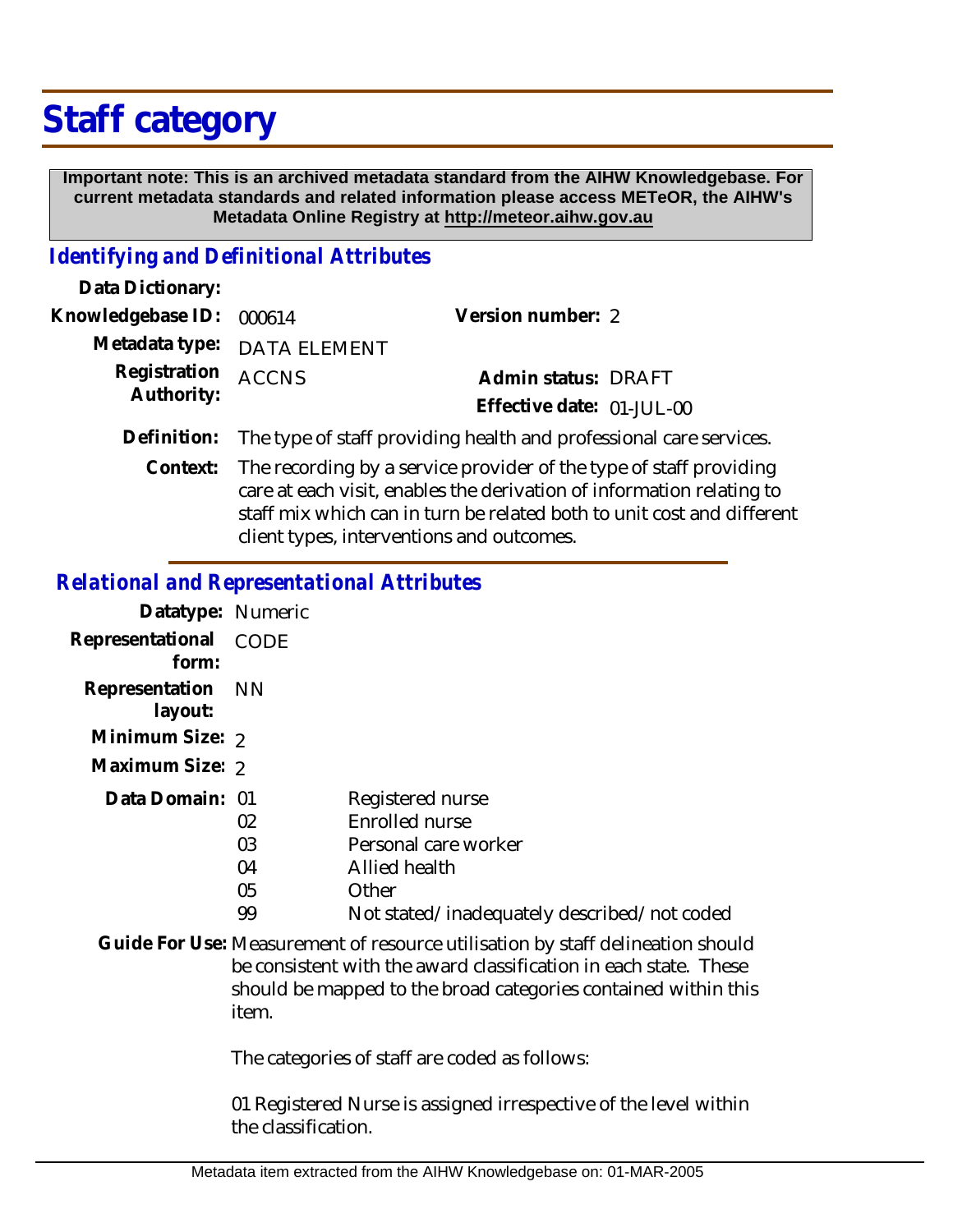# Staff category

**Important note: This is an archived metadata standard from the AIHW Knowledgebase. For current metadata standards and related information please access METeOR, the AIHW's Metadata Online Registry at http://meteor.aihw.gov.au**

## *Identifying and Definitional Attributes*

**Data Dictionary:**

**Knowledgebase ID:** 000614 **Version number:** 2

**Metadata type:** DATA ELEMENT

**Registration Authority:** ACCNS **Admin status:** DRAFT

**Effective date:** 01-JUL-00

**Definition:** The type of staff providing health and professional care services.

**Context:** The recording by a service provider of the type of staff providing care at each visit, enables the derivation of information relating to staff mix which can in turn be related both to unit cost and different client types, interventions and outcomes.

## *Relational and Representational Attributes*

**Datatype:** Numeric

**Representational form:** CODE

**Representation layout:** NN

**Minimum Size:** 2

**Maximum Size:** 2

**Data Domain:**

| Code | Description |
|---|---|
| 01 | Registered nurse |
| 02 | Enrolled nurse |
| 03 | Personal care worker |
| 04 | Allied health |
| 05 | Other |
| 99 | Not stated/inadequately described/not coded |

**Guide For Use:** Measurement of resource utilisation by staff delineation should be consistent with the award classification in each state. These should be mapped to the broad categories contained within this item.

The categories of staff are coded as follows:

01 Registered Nurse is assigned irrespective of the level within the classification.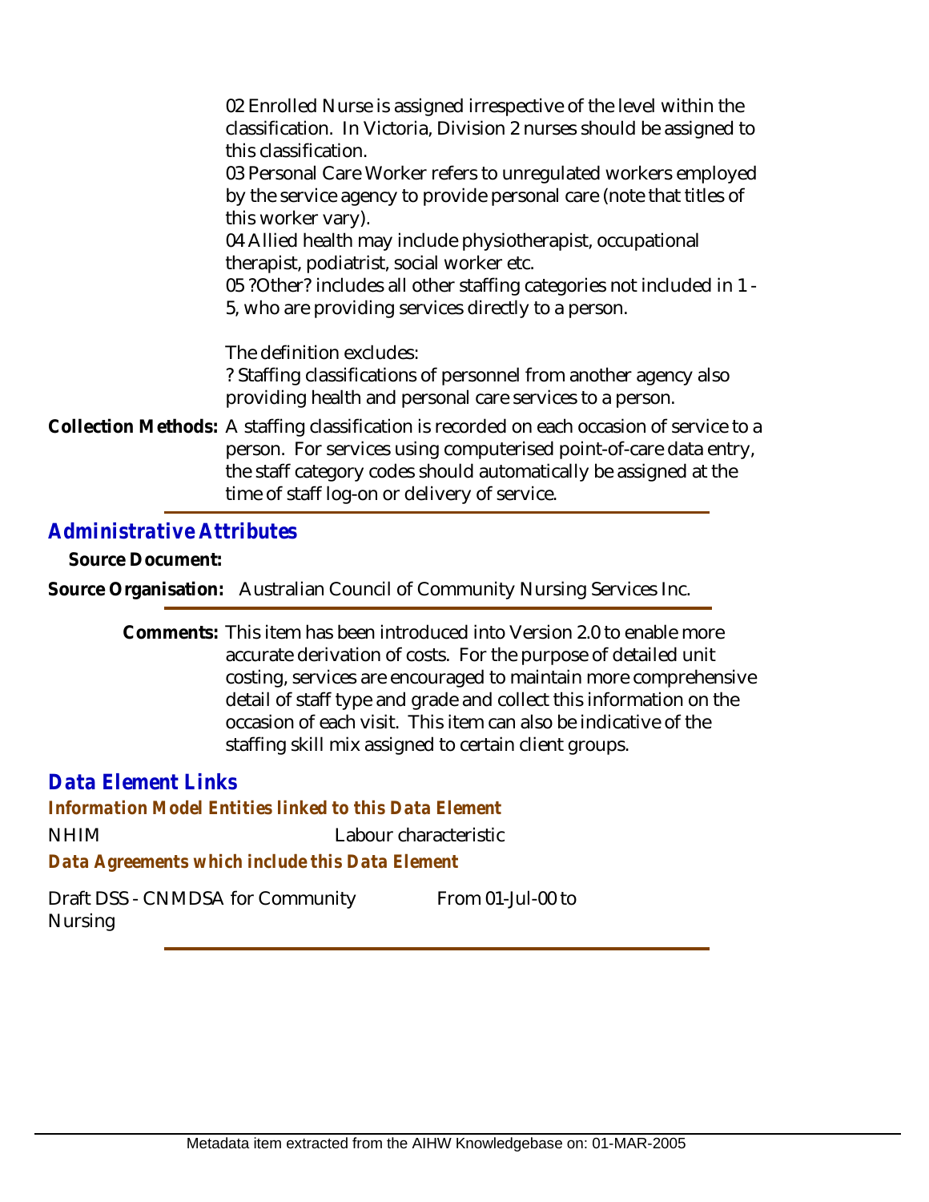02 Enrolled Nurse is assigned irrespective of the level within the classification. In Victoria, Division 2 nurses should be assigned to this classification.

03 Personal Care Worker refers to unregulated workers employed by the service agency to provide personal care (note that titles of this worker vary).

04 Allied health may include physiotherapist, occupational therapist, podiatrist, social worker etc.

05 ?Other? includes all other staffing categories not included in 1 - 5, who are providing services directly to a person.

The definition excludes:

? Staffing classifications of personnel from another agency also providing health and personal care services to a person.

**Collection Methods:** A staffing classification is recorded on each occasion of service to a person. For services using computerised point-of-care data entry, the staff category codes should automatically be assigned at the time of staff log-on or delivery of service.

## Administrative Attributes

**Source Document:**

**Source Organisation:** Australian Council of Community Nursing Services Inc.

**Comments:** This item has been introduced into Version 2.0 to enable more accurate derivation of costs. For the purpose of detailed unit costing, services are encouraged to maintain more comprehensive detail of staff type and grade and collect this information on the occasion of each visit. This item can also be indicative of the staffing skill mix assigned to certain client groups.

## Data Element Links

### Information Model Entities linked to this Data Element

NHIM Labour characteristic

### Data Agreements which include this Data Element

Draft DSS - CNMDSA for Community Nursing From 01-Jul-00 to